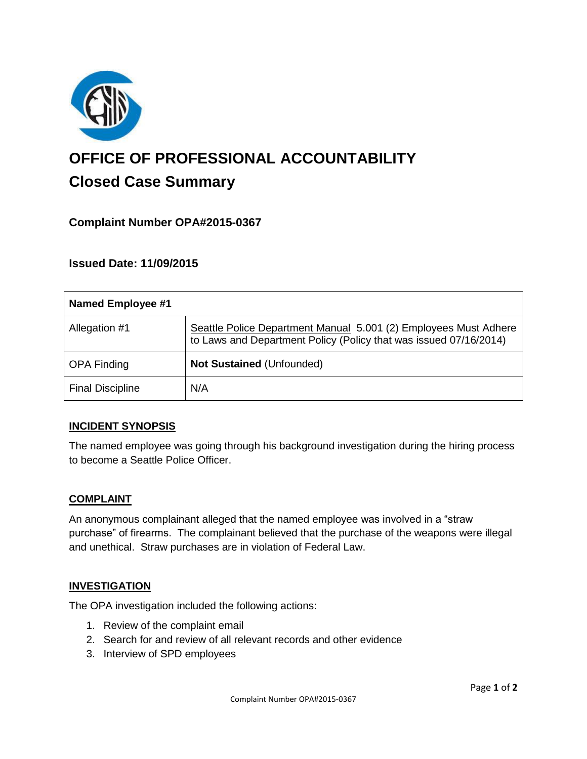# OFFICE OF PROFESSIONAL ACCOUNTABILITY

## Closed Case Summary

### Complaint Number OPA#2015-0367

### Issued Date: 11/09/2015

| Named Employee #1 | |
|---|---|
| Allegation #1 | Seattle Police Department Manual 5.001 (2) Employees Must Adhere to Laws and Department Policy (Policy that was issued 07/16/2014) |
| OPA Finding | **Not Sustained** (Unfounded) |
| Final Discipline | N/A |

**INCIDENT SYNOPSIS**

The named employee was going through his background investigation during the hiring process to become a Seattle Police Officer.

**COMPLAINT**

An anonymous complainant alleged that the named employee was involved in a "straw purchase" of firearms. The complainant believed that the purchase of the weapons were illegal and unethical. Straw purchases are in violation of Federal Law.

**INVESTIGATION**

The OPA investigation included the following actions:

1. Review of the complaint email
2. Search for and review of all relevant records and other evidence
3. Interview of SPD employees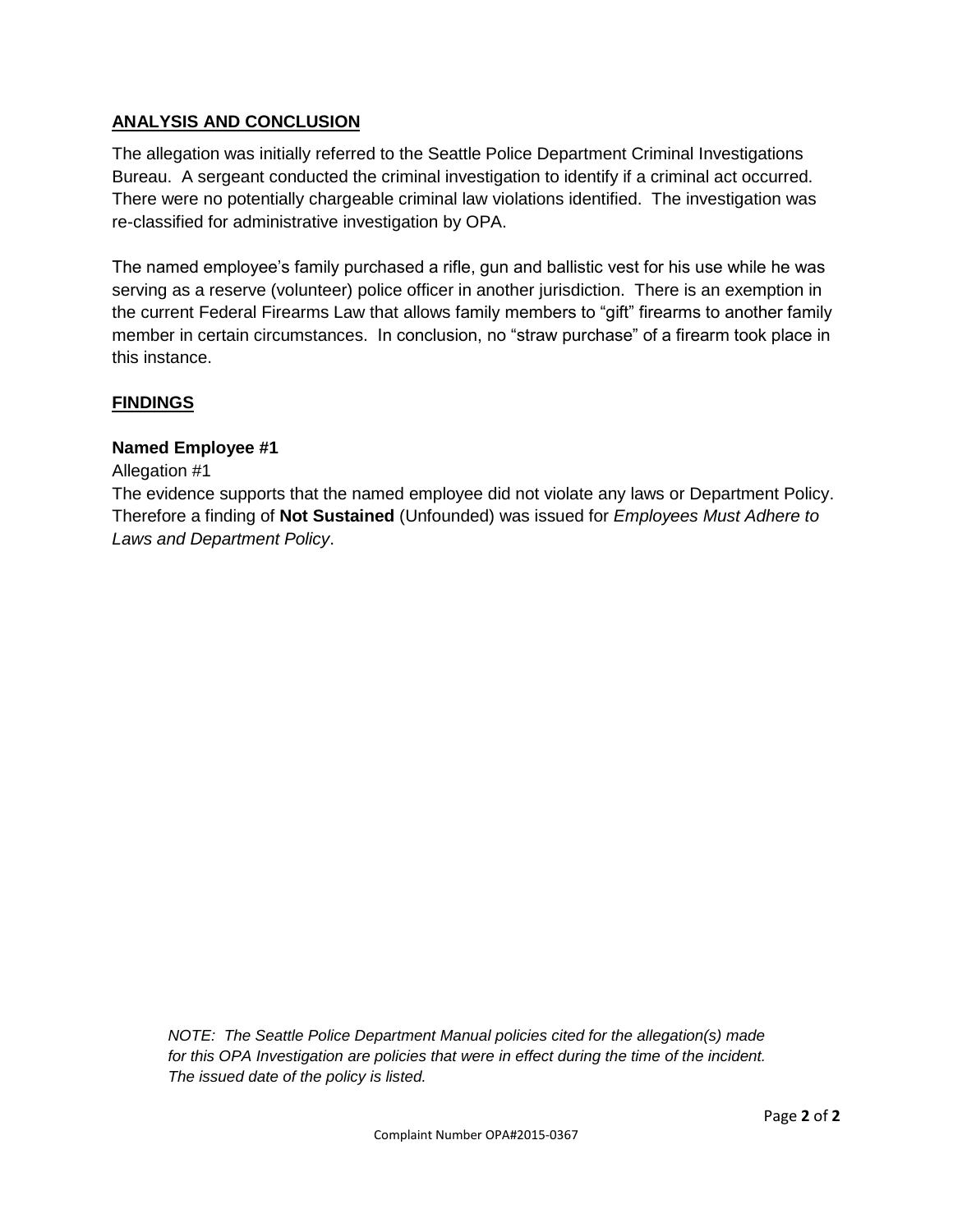## ANALYSIS AND CONCLUSION

The allegation was initially referred to the Seattle Police Department Criminal Investigations Bureau. A sergeant conducted the criminal investigation to identify if a criminal act occurred. There were no potentially chargeable criminal law violations identified. The investigation was re-classified for administrative investigation by OPA.

The named employee's family purchased a rifle, gun and ballistic vest for his use while he was serving as a reserve (volunteer) police officer in another jurisdiction. There is an exemption in the current Federal Firearms Law that allows family members to "gift" firearms to another family member in certain circumstances. In conclusion, no "straw purchase" of a firearm took place in this instance.

## FINDINGS

**Named Employee #1**

Allegation #1

The evidence supports that the named employee did not violate any laws or Department Policy. Therefore a finding of **Not Sustained** (Unfounded) was issued for *Employees Must Adhere to Laws and Department Policy*.

*NOTE: The Seattle Police Department Manual policies cited for the allegation(s) made for this OPA Investigation are policies that were in effect during the time of the incident. The issued date of the policy is listed.*

Complaint Number OPA#2015-0367